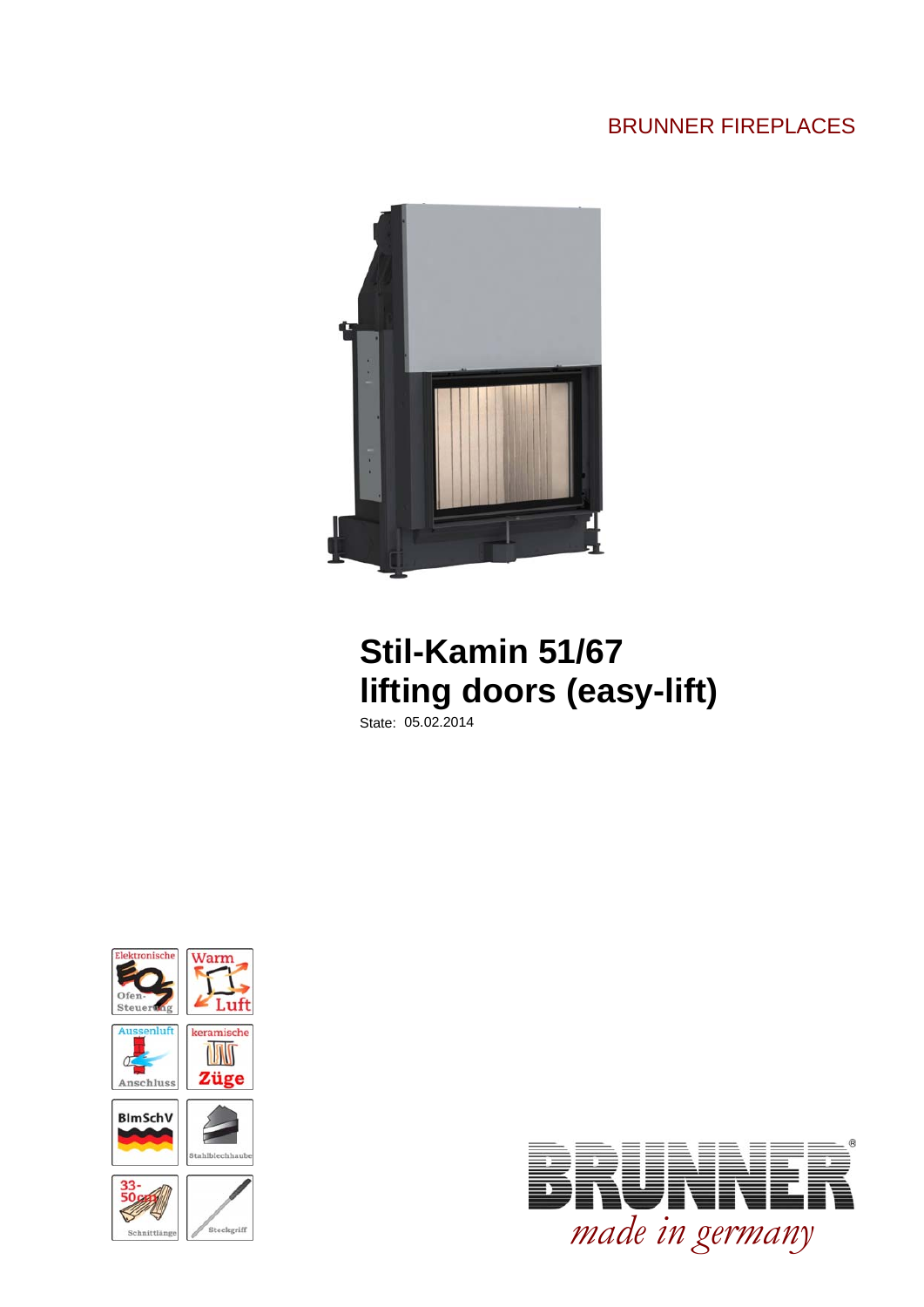BRUNNER FIREPLACES

# Stil-Kamin 51/67 lifting doors (easy-lift)

State: 05.02.2014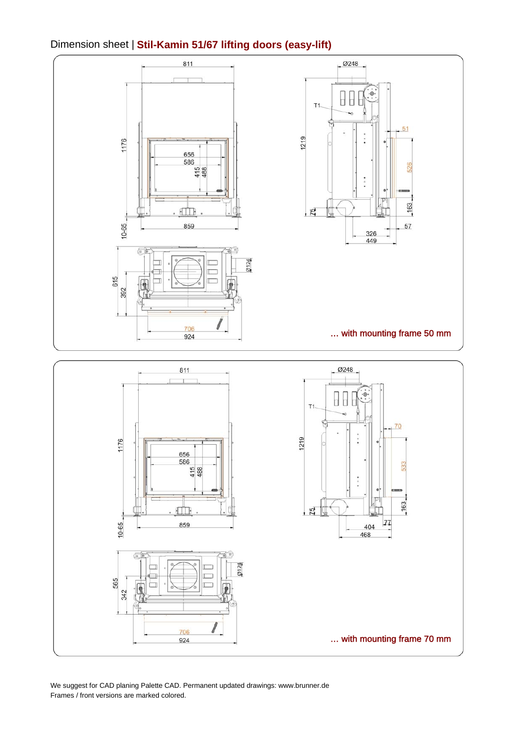# Dimension sheet | **Stil-Kamin 51/67 lifting doors (easy-lift)**

… with mounting frame 50 mm

… with mounting frame 70 mm

We suggest for CAD planing Palette CAD. Permanent updated drawings: www.brunner.de
Frames / front versions are marked colored.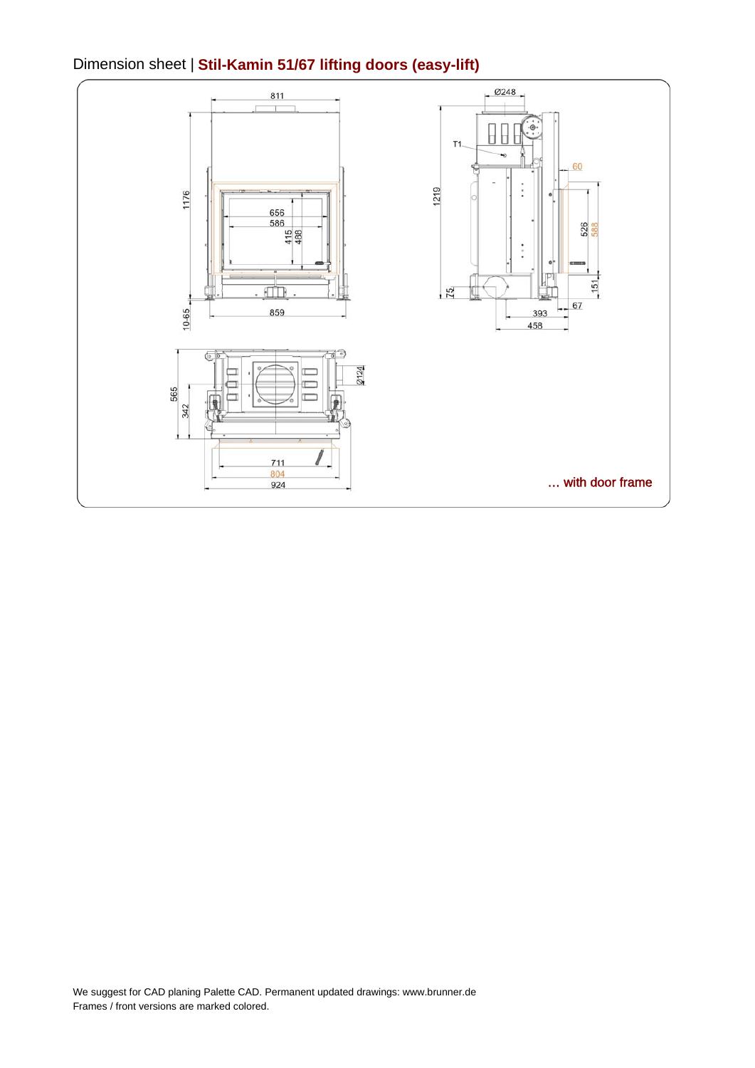# Dimension sheet | **Stil-Kamin 51/67 lifting doors (easy-lift)**

811

Ø248

T1

60

1176

1219

656

586

415

488

526

568

75

151

67

10-65

859

393

458

565

342

Ø124

711

804

924

… with door frame

We suggest for CAD planing Palette CAD. Permanent updated drawings: www.brunner.de
Frames / front versions are marked colored.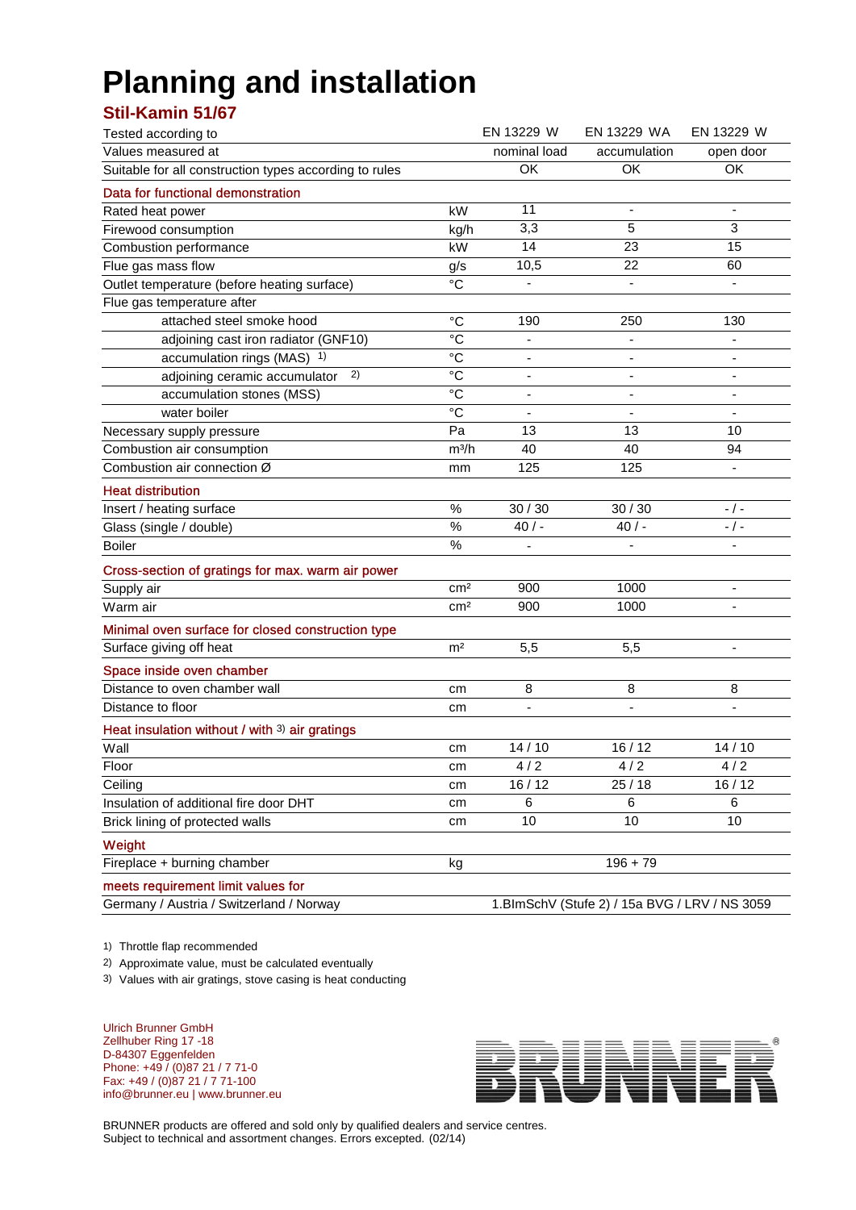# Planning and installation

## Stil-Kamin 51/67

| Tested according to | | EN 13229 W | EN 13229 WA | EN 13229 W |
|---|---|---|---|---|
| Values measured at | | nominal load | accumulation | open door |
| Suitable for all construction types according to rules | | OK | OK | OK |
| **Data for functional demonstration** | | | | |
| Rated heat power | kW | 11 | - | - |
| Firewood consumption | kg/h | 3,3 | 5 | 3 |
| Combustion performance | kW | 14 | 23 | 15 |
| Flue gas mass flow | g/s | 10,5 | 22 | 60 |
| Outlet temperature (before heating surface) | °C | - | - | - |
| Flue gas temperature after | | | | |
| attached steel smoke hood | °C | 190 | 250 | 130 |
| adjoining cast iron radiator (GNF10) | °C | - | - | - |
| accumulation rings (MAS) [1] | °C | - | - | - |
| adjoining ceramic accumulator [2] | °C | - | - | - |
| accumulation stones (MSS) | °C | - | - | - |
| water boiler | °C | - | - | - |
| Necessary supply pressure | Pa | 13 | 13 | 10 |
| Combustion air consumption | m³/h | 40 | 40 | 94 |
| Combustion air connection Ø | mm | 125 | 125 | - |
| **Heat distribution** | | | | |
| Insert / heating surface | % | 30 / 30 | 30 / 30 | - / - |
| Glass (single / double) | % | 40 / - | 40 / - | - / - |
| Boiler | % | - | - | - |
| **Cross-section of gratings for max. warm air power** | | | | |
| Supply air | cm² | 900 | 1000 | - |
| Warm air | cm² | 900 | 1000 | - |
| **Minimal oven surface for closed construction type** | | | | |
| Surface giving off heat | m² | 5,5 | 5,5 | - |
| **Space inside oven chamber** | | | | |
| Distance to oven chamber wall | cm | 8 | 8 | 8 |
| Distance to floor | cm | - | - | - |
| **Heat insulation without / with [3] air gratings** | | | | |
| Wall | cm | 14 / 10 | 16 / 12 | 14 / 10 |
| Floor | cm | 4 / 2 | 4 / 2 | 4 / 2 |
| Ceiling | cm | 16 / 12 | 25 / 18 | 16 / 12 |
| Insulation of additional fire door DHT | cm | 6 | 6 | 6 |
| Brick lining of protected walls | cm | 10 | 10 | 10 |
| **Weight** | | | | |
| Fireplace + burning chamber | kg | | 196 + 79 | |
| **meets requirement limit values for** | | | | |
| Germany / Austria / Switzerland / Norway | | 1.BImSchV (Stufe 2) / 15a BVG / LRV / NS 3059 | | |

1) Throttle flap recommended

2) Approximate value, must be calculated eventually

3) Values with air gratings, stove casing is heat conducting

Ulrich Brunner GmbH
Zellhuber Ring 17 -18
D-84307 Eggenfelden
Phone: +49 / (0)87 21 / 7 71-0
Fax: +49 / (0)87 21 / 7 71-100
info@brunner.eu | www.brunner.eu

BRUNNER®

BRUNNER products are offered and sold only by qualified dealers and service centres.
Subject to technical and assortment changes. Errors excepted. (02/14)